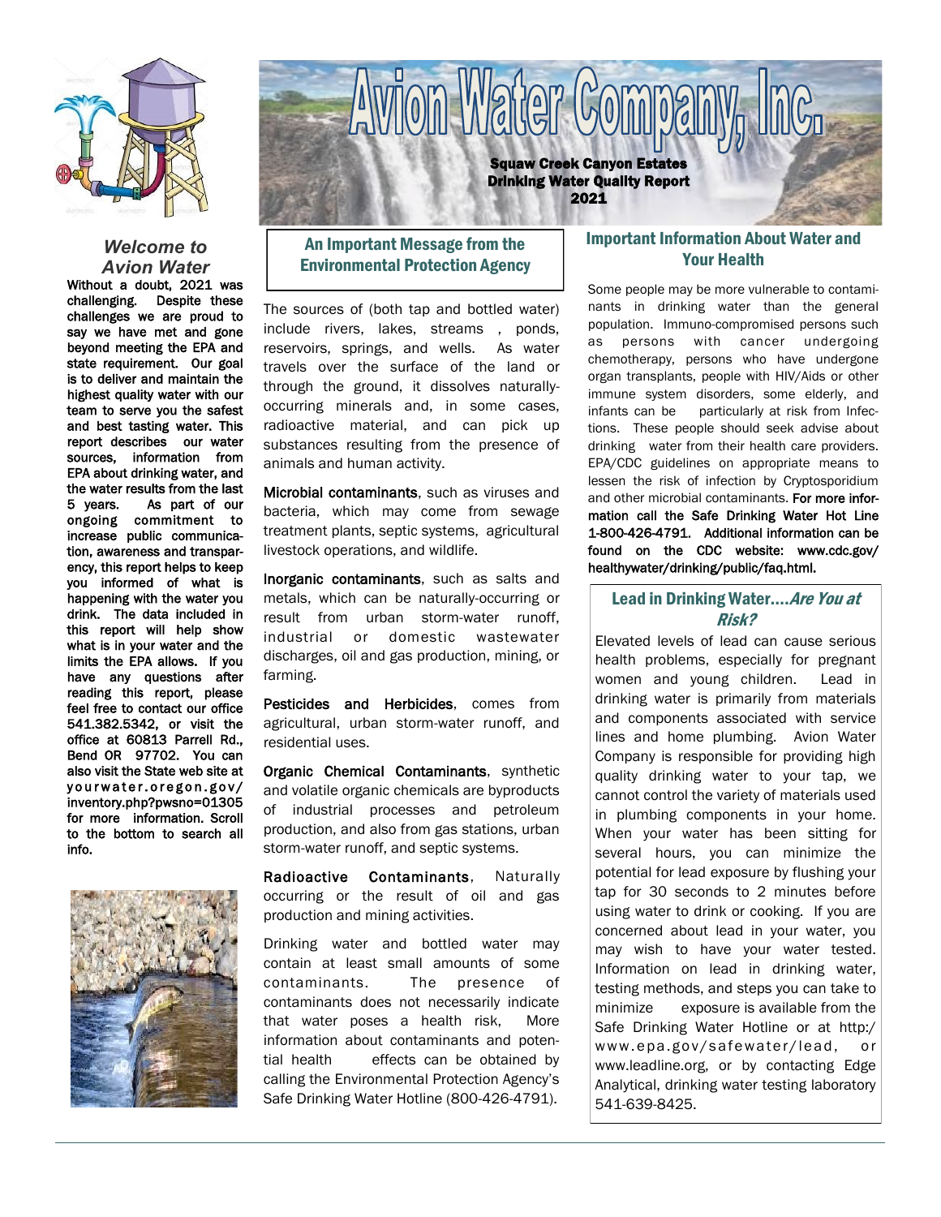# Avion Water Company, Inc.

**Squaw Creek Canyon Estates**
**Drinking Water Quality Report**
**2021**

## *Welcome to Avion Water*

**Without a doubt, 2021 was challenging. Despite these challenges we are proud to say we have met and gone beyond meeting the EPA and state requirement. Our goal is to deliver and maintain the highest quality water with our team to serve you the safest and best tasting water. This report describes our water sources, information from EPA about drinking water, and the water results from the last 5 years. As part of our ongoing commitment to increase public communication, awareness and transparency, this report helps to keep you informed of what is happening with the water you drink. The data included in this report will help show what is in your water and the limits the EPA allows. If you have any questions after reading this report, please feel free to contact our office 541.382.5342, or visit the office at 60813 Parrell Rd., Bend OR 97702. You can also visit the State web site at yourwater.oregon.gov/inventory.php?pwsno=01305 for more information. Scroll to the bottom to search all info.**

## An Important Message from the Environmental Protection Agency

The sources of (both tap and bottled water) include rivers, lakes, streams , ponds, reservoirs, springs, and wells. As water travels over the surface of the land or through the ground, it dissolves naturally-occurring minerals and, in some cases, radioactive material, and can pick up substances resulting from the presence of animals and human activity.

**Microbial contaminants**, such as viruses and bacteria, which may come from sewage treatment plants, septic systems, agricultural livestock operations, and wildlife.

**Inorganic contaminants**, such as salts and metals, which can be naturally-occurring or result from urban storm-water runoff, industrial or domestic wastewater discharges, oil and gas production, mining, or farming.

**Pesticides and Herbicides**, comes from agricultural, urban storm-water runoff, and residential uses.

**Organic Chemical Contaminants**, synthetic and volatile organic chemicals are byproducts of industrial processes and petroleum production, and also from gas stations, urban storm-water runoff, and septic systems.

**Radioactive Contaminants**, Naturally occurring or the result of oil and gas production and mining activities.

Drinking water and bottled water may contain at least small amounts of some contaminants. The presence of contaminants does not necessarily indicate that water poses a health risk, More information about contaminants and potential health effects can be obtained by calling the Environmental Protection Agency's Safe Drinking Water Hotline (800-426-4791).

## Important Information About Water and Your Health

Some people may be more vulnerable to contaminants in drinking water than the general population. Immuno-compromised persons such as persons with cancer undergoing chemotherapy, persons who have undergone organ transplants, people with HIV/Aids or other immune system disorders, some elderly, and infants can be particularly at risk from Infections. These people should seek advise about drinking water from their health care providers. EPA/CDC guidelines on appropriate means to lessen the risk of infection by Cryptosporidium and other microbial contaminants. **For more information call the Safe Drinking Water Hot Line 1-800-426-4791. Additional information can be found on the CDC website: www.cdc.gov/healthywater/drinking/public/faq.html.**

## Lead in Drinking Water....*Are You at Risk?*

Elevated levels of lead can cause serious health problems, especially for pregnant women and young children. Lead in drinking water is primarily from materials and components associated with service lines and home plumbing. Avion Water Company is responsible for providing high quality drinking water to your tap, we cannot control the variety of materials used in plumbing components in your home. When your water has been sitting for several hours, you can minimize the potential for lead exposure by flushing your tap for 30 seconds to 2 minutes before using water to drink or cooking. If you are concerned about lead in your water, you may wish to have your water tested. Information on lead in drinking water, testing methods, and steps you can take to minimize exposure is available from the Safe Drinking Water Hotline or at http://www.epa.gov/safewater/lead, or www.leadline.org, or by contacting Edge Analytical, drinking water testing laboratory 541-639-8425.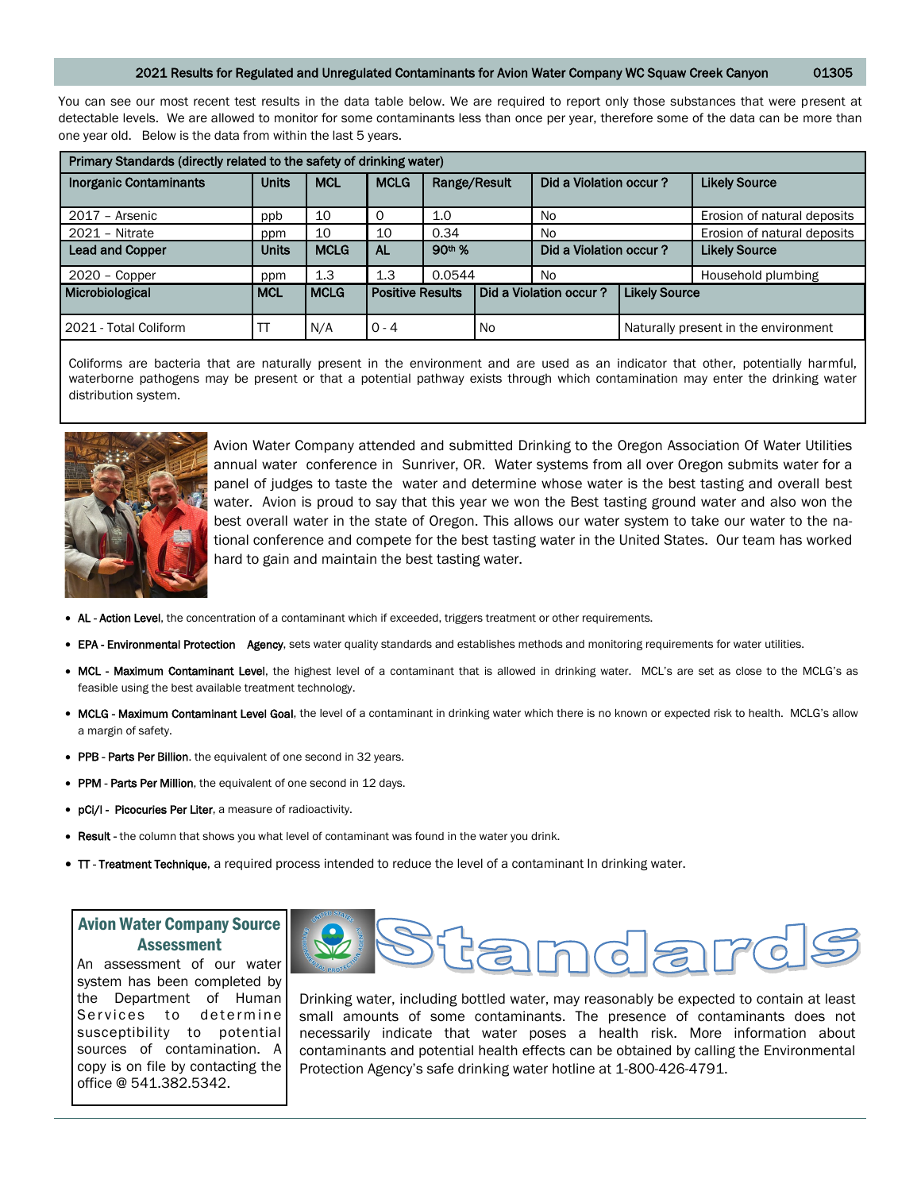## 2021 Results for Regulated and Unregulated Contaminants for Avion Water Company WC Squaw Creek Canyon 01305

You can see our most recent test results in the data table below. We are required to report only those substances that were present at detectable levels. We are allowed to monitor for some contaminants less than once per year, therefore some of the data can be more than one year old. Below is the data from within the last 5 years.

**Primary Standards (directly related to the safety of drinking water)**

| Inorganic Contaminants | Units | MCL | MCLG | Range/Result | Did a Violation occur ? | Likely Source |
|---|---|---|---|---|---|---|
| 2017 – Arsenic | ppb | 10 | 0 | 1.0 | No | Erosion of natural deposits |
| 2021 – Nitrate | ppm | 10 | 10 | 0.34 | No | Erosion of natural deposits |
| **Lead and Copper** | **Units** | **MCLG** | **AL** | **90th %** | **Did a Violation occur ?** | **Likely Source** |
| 2020 – Copper | ppm | 1.3 | 1.3 | 0.0544 | No | Household plumbing |

| Microbiological | MCL | MCLG | Positive Results | Did a Violation occur ? | Likely Source |
|---|---|---|---|---|---|
| 2021 - Total Coliform | TT | N/A | 0 - 4 | No | Naturally present in the environment |

Coliforms are bacteria that are naturally present in the environment and are used as an indicator that other, potentially harmful, waterborne pathogens may be present or that a potential pathway exists through which contamination may enter the drinking water distribution system.

Avion Water Company attended and submitted Drinking to the Oregon Association Of Water Utilities annual water conference in Sunriver, OR. Water systems from all over Oregon submits water for a panel of judges to taste the water and determine whose water is the best tasting and overall best water. Avion is proud to say that this year we won the Best tasting ground water and also won the best overall water in the state of Oregon. This allows our water system to take our water to the national conference and compete for the best tasting water in the United States. Our team has worked hard to gain and maintain the best tasting water.

- **AL - Action Level**, the concentration of a contaminant which if exceeded, triggers treatment or other requirements.
- **EPA - Environmental Protection Agency**, sets water quality standards and establishes methods and monitoring requirements for water utilities.
- **MCL - Maximum Contaminant Level**, the highest level of a contaminant that is allowed in drinking water. MCL's are set as close to the MCLG's as feasible using the best available treatment technology.
- **MCLG - Maximum Contaminant Level Goal**, the level of a contaminant in drinking water which there is no known or expected risk to health. MCLG's allow a margin of safety.
- **PPB - Parts Per Billion**. the equivalent of one second in 32 years.
- **PPM - Parts Per Million**, the equivalent of one second in 12 days.
- **pCi/l - Picocuries Per Liter**, a measure of radioactivity.
- **Result** - the column that shows you what level of contaminant was found in the water you drink.
- **TT - Treatment Technique**, a required process intended to reduce the level of a contaminant In drinking water.

### Avion Water Company Source Assessment

An assessment of our water system has been completed by the Department of Human Services to determine susceptibility to potential sources of contamination. A copy is on file by contacting the office @ 541.382.5342.

### Standards

Drinking water, including bottled water, may reasonably be expected to contain at least small amounts of some contaminants. The presence of contaminants does not necessarily indicate that water poses a health risk. More information about contaminants and potential health effects can be obtained by calling the Environmental Protection Agency's safe drinking water hotline at 1-800-426-4791.